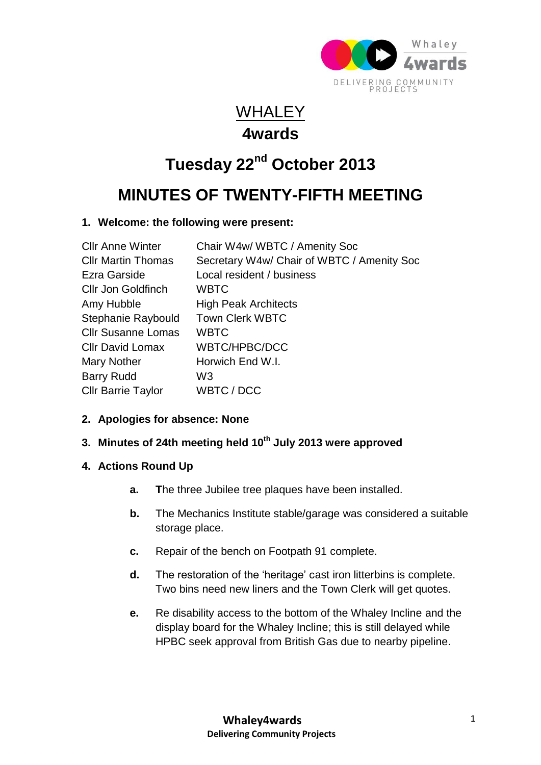# WHALEY

# 4wards

## Tuesday 22nd October 2013

## MINUTES OF TWENTY-FIFTH MEETING

**1. Welcome: the following were present:**

| | |
|---|---|
| Cllr Anne Winter | Chair W4w/ WBTC / Amenity Soc |
| Cllr Martin Thomas | Secretary W4w/ Chair of WBTC / Amenity Soc |
| Ezra Garside | Local resident / business |
| Cllr Jon Goldfinch | WBTC |
| Amy Hubble | High Peak Architects |
| Stephanie Raybould | Town Clerk WBTC |
| Cllr Susanne Lomas | WBTC |
| Cllr David Lomax | WBTC/HPBC/DCC |
| Mary Nother | Horwich End W.I. |
| Barry Rudd | W3 |
| Cllr Barrie Taylor | WBTC / DCC |

**2. Apologies for absence: None**

**3. Minutes of 24th meeting held 10th July 2013 were approved**

**4. Actions Round Up**

- **a.** The three Jubilee tree plaques have been installed.
- **b.** The Mechanics Institute stable/garage was considered a suitable storage place.
- **c.** Repair of the bench on Footpath 91 complete.
- **d.** The restoration of the 'heritage' cast iron litterbins is complete. Two bins need new liners and the Town Clerk will get quotes.
- **e.** Re disability access to the bottom of the Whaley Incline and the display board for the Whaley Incline; this is still delayed while HPBC seek approval from British Gas due to nearby pipeline.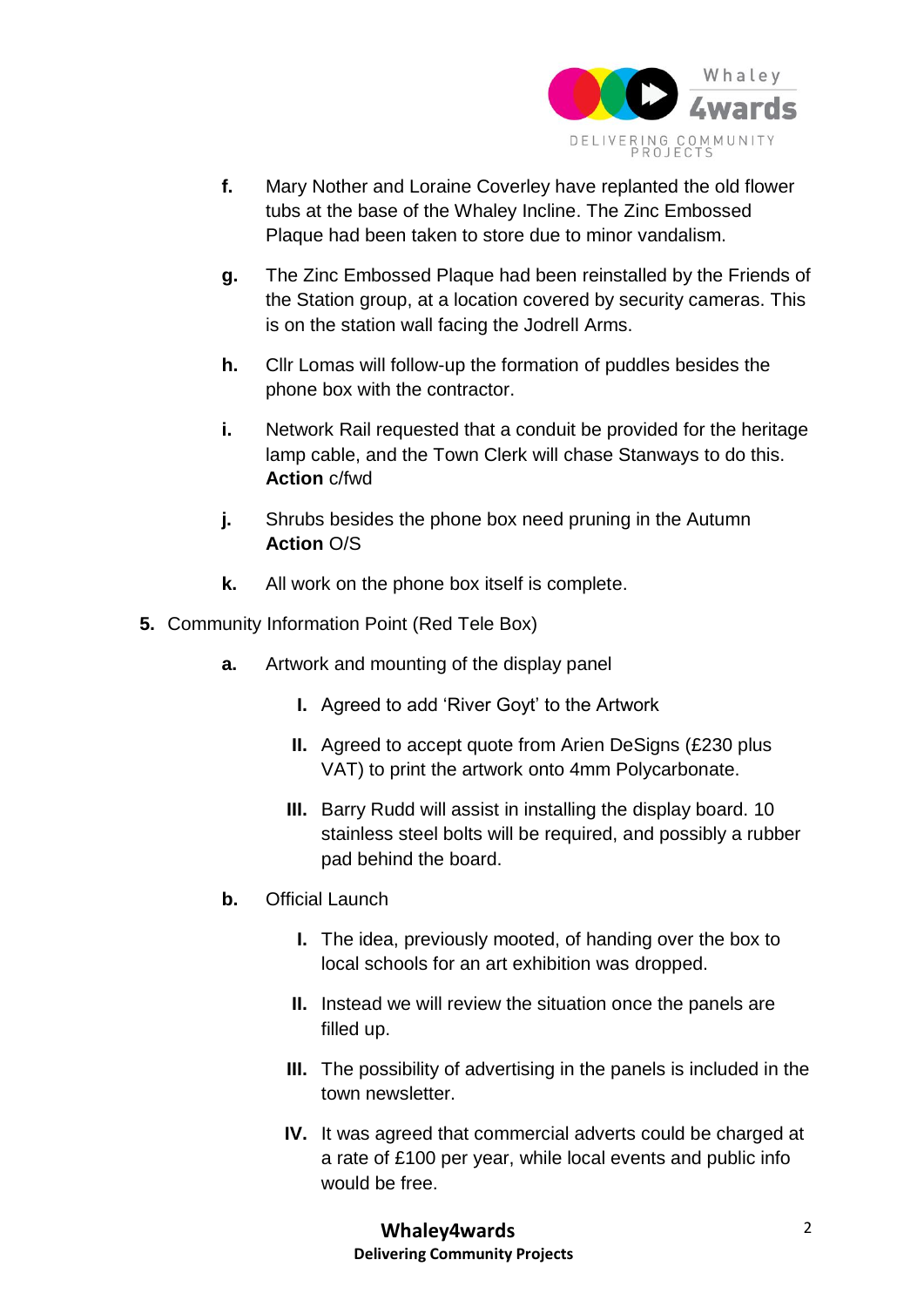f. Mary Nother and Loraine Coverley have replanted the old flower tubs at the base of the Whaley Incline. The Zinc Embossed Plaque had been taken to store due to minor vandalism.

g. The Zinc Embossed Plaque had been reinstalled by the Friends of the Station group, at a location covered by security cameras. This is on the station wall facing the Jodrell Arms.

h. Cllr Lomas will follow-up the formation of puddles besides the phone box with the contractor.

i. Network Rail requested that a conduit be provided for the heritage lamp cable, and the Town Clerk will chase Stanways to do this. **Action** c/fwd

j. Shrubs besides the phone box need pruning in the Autumn **Action** O/S

k. All work on the phone box itself is complete.

**5.** Community Information Point (Red Tele Box)

a. Artwork and mounting of the display panel

I. Agreed to add 'River Goyt' to the Artwork

II. Agreed to accept quote from Arien DeSigns (£230 plus VAT) to print the artwork onto 4mm Polycarbonate.

III. Barry Rudd will assist in installing the display board. 10 stainless steel bolts will be required, and possibly a rubber pad behind the board.

b. Official Launch

I. The idea, previously mooted, of handing over the box to local schools for an art exhibition was dropped.

II. Instead we will review the situation once the panels are filled up.

III. The possibility of advertising in the panels is included in the town newsletter.

IV. It was agreed that commercial adverts could be charged at a rate of £100 per year, while local events and public info would be free.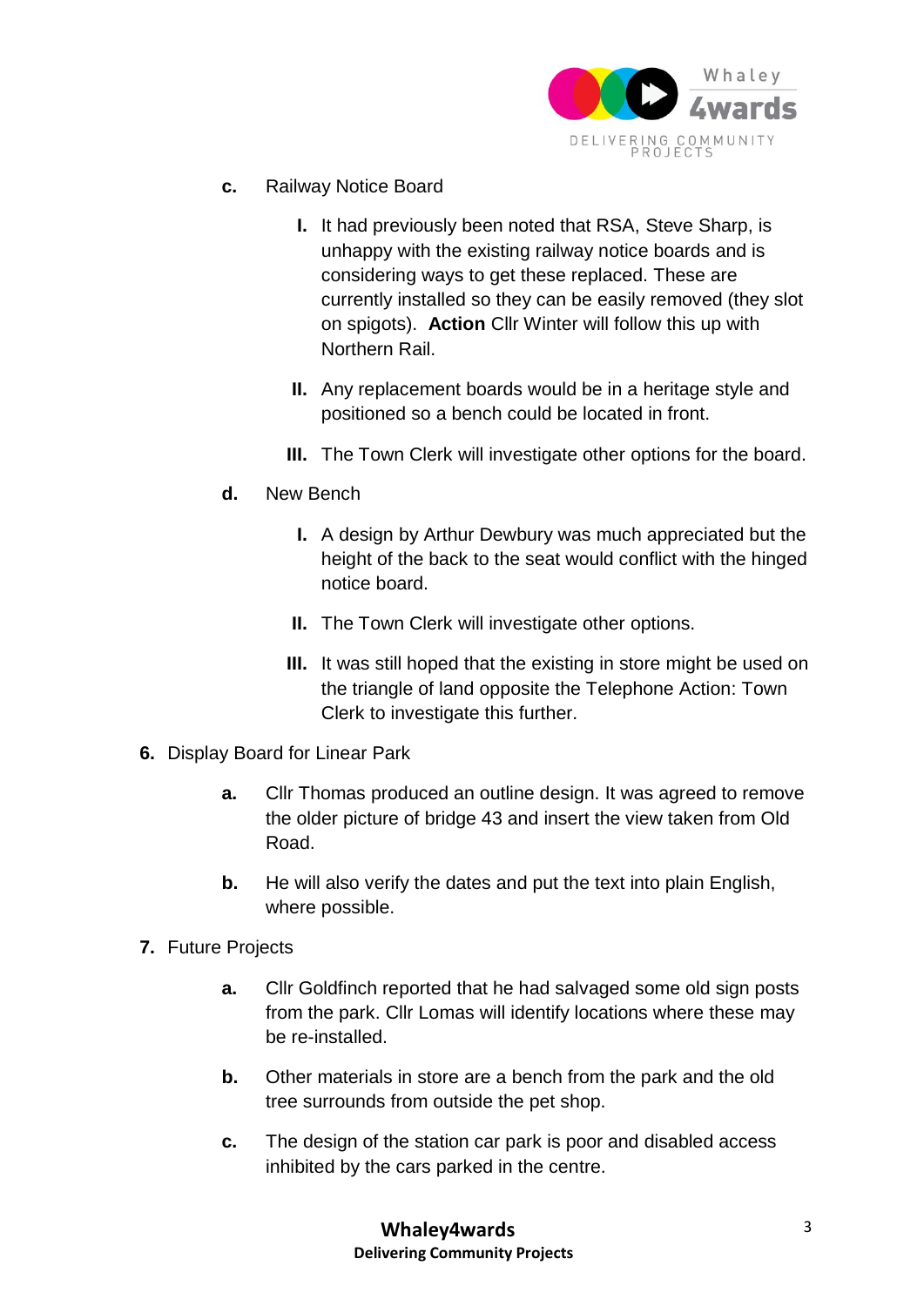c. Railway Notice Board

   I. It had previously been noted that RSA, Steve Sharp, is unhappy with the existing railway notice boards and is considering ways to get these replaced. These are currently installed so they can be easily removed (they slot on spigots). **Action** Cllr Winter will follow this up with Northern Rail.

   II. Any replacement boards would be in a heritage style and positioned so a bench could be located in front.

   III. The Town Clerk will investigate other options for the board.

d. New Bench

   I. A design by Arthur Dewbury was much appreciated but the height of the back to the seat would conflict with the hinged notice board.

   II. The Town Clerk will investigate other options.

   III. It was still hoped that the existing in store might be used on the triangle of land opposite the Telephone Action: Town Clerk to investigate this further.

6. Display Board for Linear Park

   a. Cllr Thomas produced an outline design. It was agreed to remove the older picture of bridge 43 and insert the view taken from Old Road.

   b. He will also verify the dates and put the text into plain English, where possible.

7. Future Projects

   a. Cllr Goldfinch reported that he had salvaged some old sign posts from the park. Cllr Lomas will identify locations where these may be re-installed.

   b. Other materials in store are a bench from the park and the old tree surrounds from outside the pet shop.

   c. The design of the station car park is poor and disabled access inhibited by the cars parked in the centre.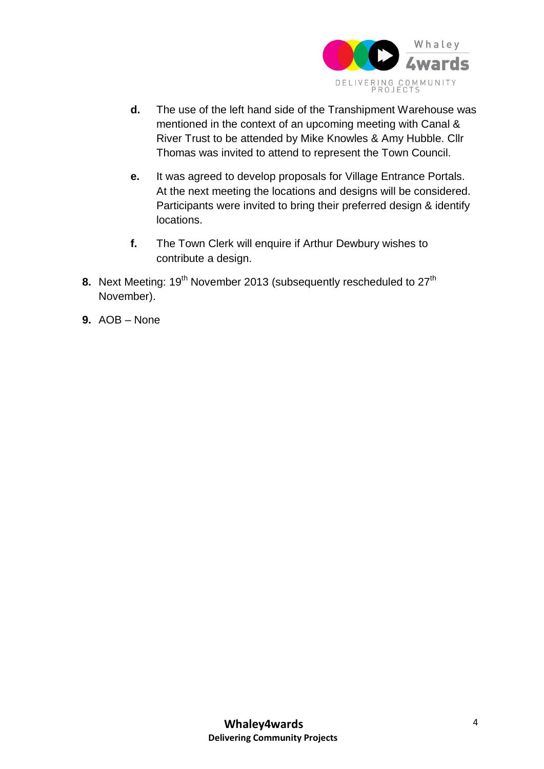- **d.** The use of the left hand side of the Transhipment Warehouse was mentioned in the context of an upcoming meeting with Canal & River Trust to be attended by Mike Knowles & Amy Hubble. Cllr Thomas was invited to attend to represent the Town Council.

- **e.** It was agreed to develop proposals for Village Entrance Portals. At the next meeting the locations and designs will be considered. Participants were invited to bring their preferred design & identify locations.

- **f.** The Town Clerk will enquire if Arthur Dewbury wishes to contribute a design.

**8.** Next Meeting: 19th November 2013 (subsequently rescheduled to 27th November).

**9.** AOB – None